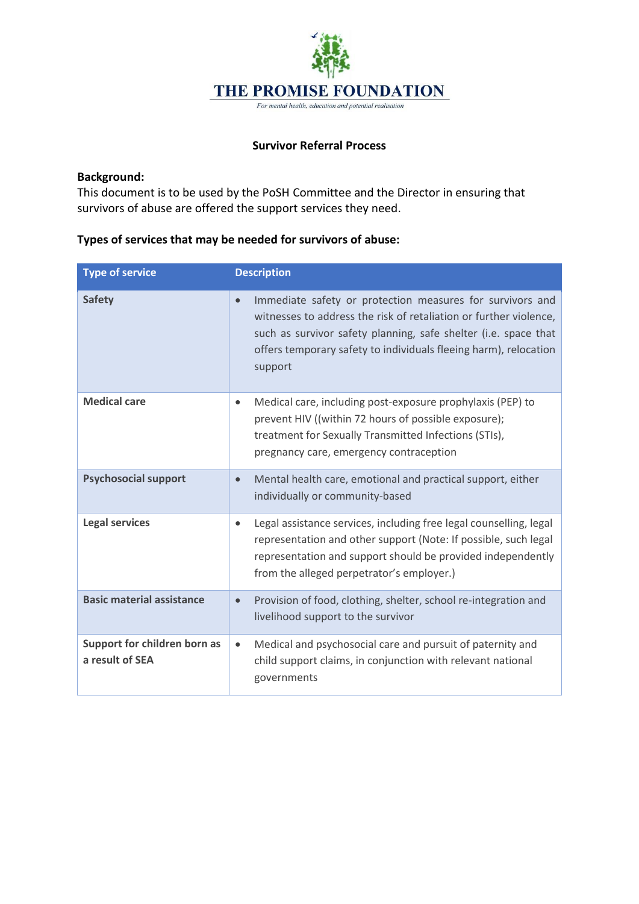# THE PROMISE FOUNDATION

*For mental health, education and potential realisation*

## Survivor Referral Process

**Background:**
This document is to be used by the PoSH Committee and the Director in ensuring that survivors of abuse are offered the support services they need.

**Types of services that may be needed for survivors of abuse:**

| Type of service | Description |
|---|---|
| **Safety** | • Immediate safety or protection measures for survivors and witnesses to address the risk of retaliation or further violence, such as survivor safety planning, safe shelter (i.e. space that offers temporary safety to individuals fleeing harm), relocation support |
| **Medical care** | • Medical care, including post-exposure prophylaxis (PEP) to prevent HIV ((within 72 hours of possible exposure); treatment for Sexually Transmitted Infections (STIs), pregnancy care, emergency contraception |
| **Psychosocial support** | • Mental health care, emotional and practical support, either individually or community-based |
| **Legal services** | • Legal assistance services, including free legal counselling, legal representation and other support (Note: If possible, such legal representation and support should be provided independently from the alleged perpetrator's employer.) |
| **Basic material assistance** | • Provision of food, clothing, shelter, school re-integration and livelihood support to the survivor |
| **Support for children born as a result of SEA** | • Medical and psychosocial care and pursuit of paternity and child support claims, in conjunction with relevant national governments |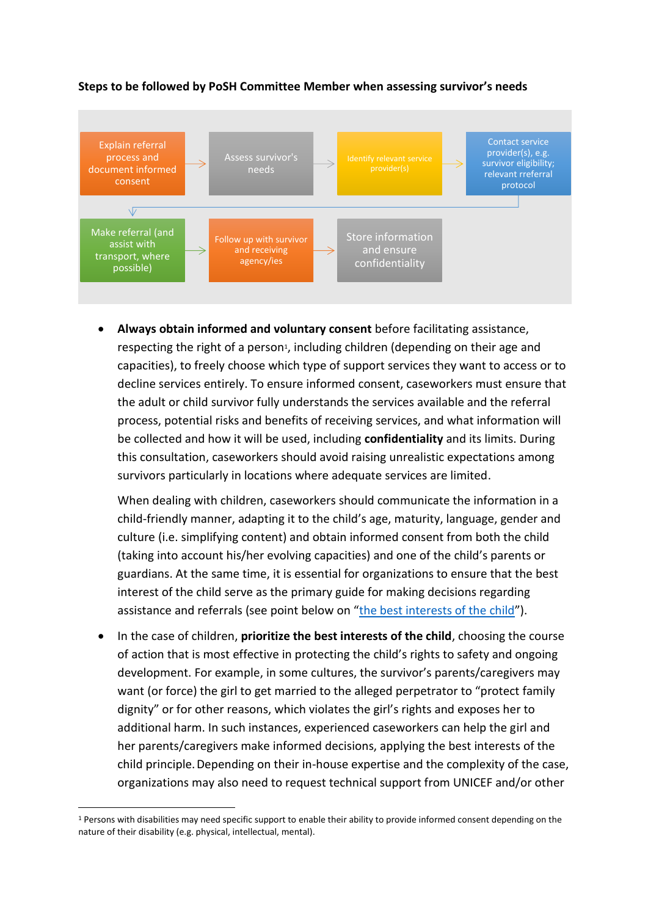**Steps to be followed by PoSH Committee Member when assessing survivor's needs**

Explain referral process and document informed consent → Assess survivor's needs → Identify relevant service provider(s) → Contact service provider(s), e.g. survivor eligibility; relevant rreferral protocol → Make referral (and assist with transport, where possible) → Follow up with survivor and receiving agency/ies → Store information and ensure confidentiality

- **Always obtain informed and voluntary consent** before facilitating assistance, respecting the right of a person[1], including children (depending on their age and capacities), to freely choose which type of support services they want to access or to decline services entirely. To ensure informed consent, caseworkers must ensure that the adult or child survivor fully understands the services available and the referral process, potential risks and benefits of receiving services, and what information will be collected and how it will be used, including **confidentiality** and its limits. During this consultation, caseworkers should avoid raising unrealistic expectations among survivors particularly in locations where adequate services are limited.

  When dealing with children, caseworkers should communicate the information in a child-friendly manner, adapting it to the child's age, maturity, language, gender and culture (i.e. simplifying content) and obtain informed consent from both the child (taking into account his/her evolving capacities) and one of the child's parents or guardians. At the same time, it is essential for organizations to ensure that the best interest of the child serve as the primary guide for making decisions regarding assistance and referrals (see point below on "the best interests of the child").

- In the case of children, **prioritize the best interests of the child**, choosing the course of action that is most effective in protecting the child's rights to safety and ongoing development. For example, in some cultures, the survivor's parents/caregivers may want (or force) the girl to get married to the alleged perpetrator to "protect family dignity" or for other reasons, which violates the girl's rights and exposes her to additional harm. In such instances, experienced caseworkers can help the girl and her parents/caregivers make informed decisions, applying the best interests of the child principle. Depending on their in-house expertise and the complexity of the case, organizations may also need to request technical support from UNICEF and/or other

[1] Persons with disabilities may need specific support to enable their ability to provide informed consent depending on the nature of their disability (e.g. physical, intellectual, mental).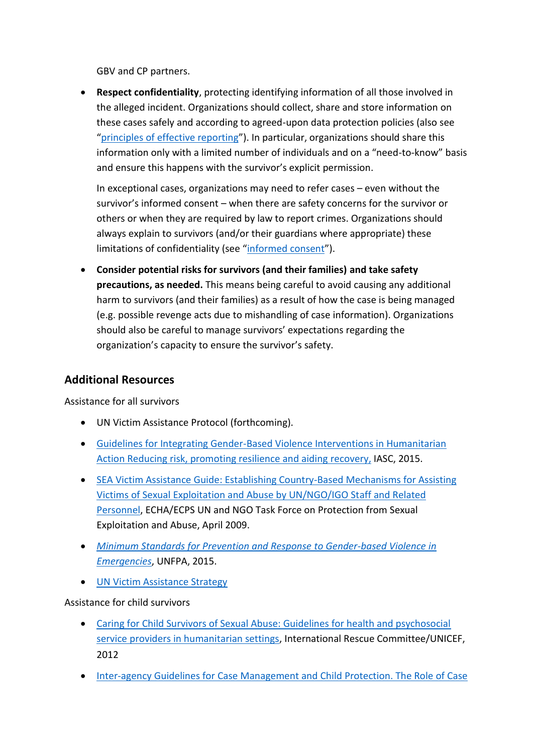GBV and CP partners.

- **Respect confidentiality**, protecting identifying information of all those involved in the alleged incident. Organizations should collect, share and store information on these cases safely and according to agreed-upon data protection policies (also see "principles of effective reporting"). In particular, organizations should share this information only with a limited number of individuals and on a "need-to-know" basis and ensure this happens with the survivor's explicit permission.

  In exceptional cases, organizations may need to refer cases – even without the survivor's informed consent – when there are safety concerns for the survivor or others or when they are required by law to report crimes. Organizations should always explain to survivors (and/or their guardians where appropriate) these limitations of confidentiality (see "informed consent").

- **Consider potential risks for survivors (and their families) and take safety precautions, as needed.** This means being careful to avoid causing any additional harm to survivors (and their families) as a result of how the case is being managed (e.g. possible revenge acts due to mishandling of case information). Organizations should also be careful to manage survivors' expectations regarding the organization's capacity to ensure the survivor's safety.

## Additional Resources

Assistance for all survivors

- UN Victim Assistance Protocol (forthcoming).
- Guidelines for Integrating Gender-Based Violence Interventions in Humanitarian Action Reducing risk, promoting resilience and aiding recovery, IASC, 2015.
- SEA Victim Assistance Guide: Establishing Country-Based Mechanisms for Assisting Victims of Sexual Exploitation and Abuse by UN/NGO/IGO Staff and Related Personnel, ECHA/ECPS UN and NGO Task Force on Protection from Sexual Exploitation and Abuse, April 2009.
- *Minimum Standards for Prevention and Response to Gender-based Violence in Emergencies*, UNFPA, 2015.
- UN Victim Assistance Strategy

Assistance for child survivors

- Caring for Child Survivors of Sexual Abuse: Guidelines for health and psychosocial service providers in humanitarian settings, International Rescue Committee/UNICEF, 2012
- Inter-agency Guidelines for Case Management and Child Protection. The Role of Case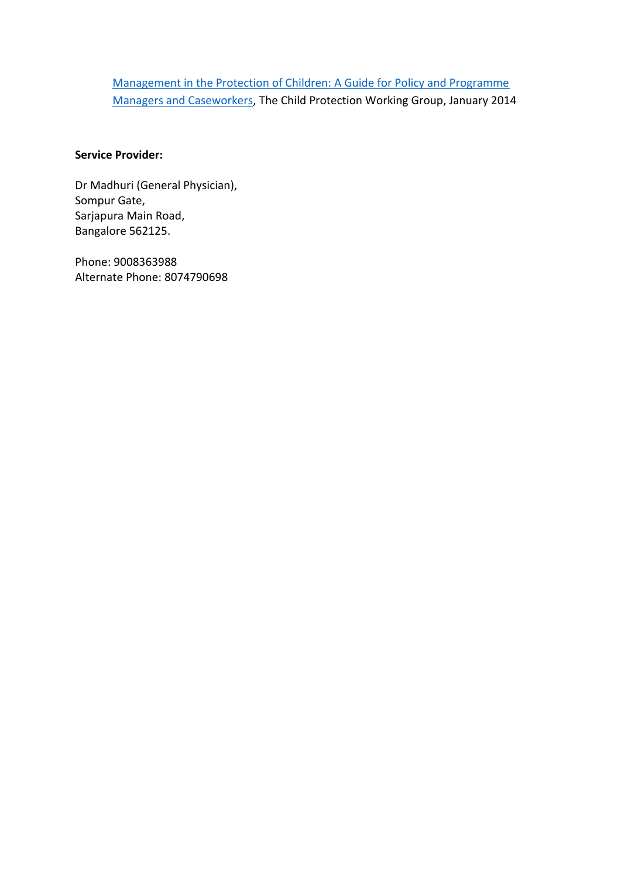[Management in the Protection of Children: A Guide for Policy and Programme Managers and Caseworkers], The Child Protection Working Group, January 2014

**Service Provider:**

Dr Madhuri (General Physician),  
Sompur Gate,  
Sarjapura Main Road,  
Bangalore 562125.

Phone: 9008363988  
Alternate Phone: 8074790698